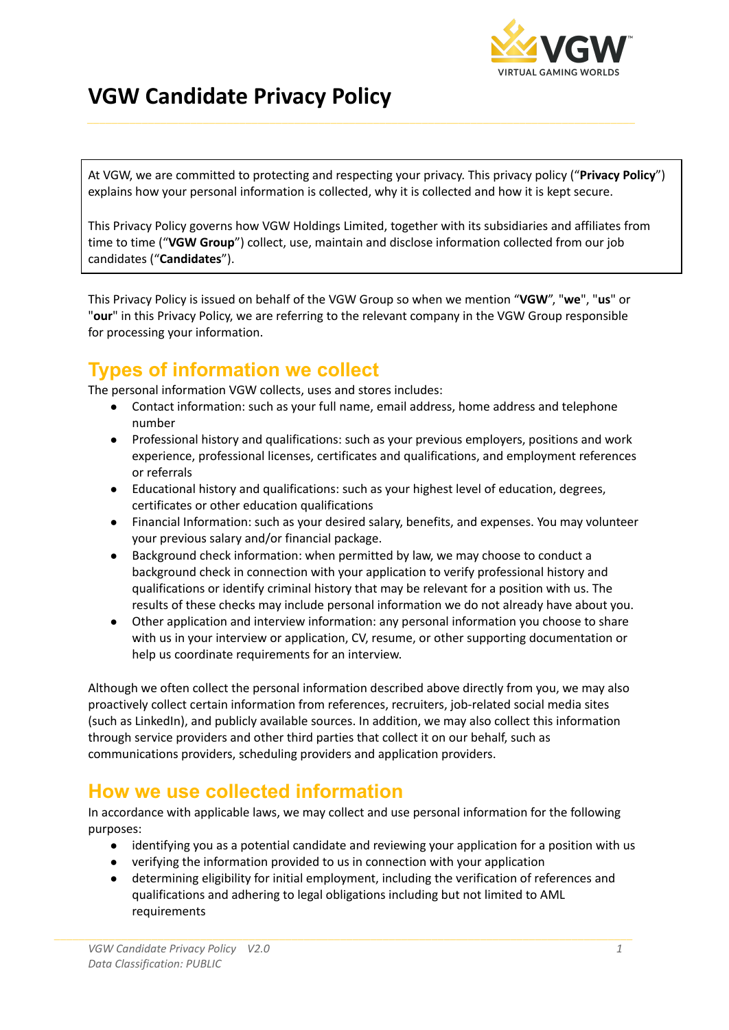# VGW Candidate Privacy Policy

At VGW, we are committed to protecting and respecting your privacy. This privacy policy ("**Privacy Policy**") explains how your personal information is collected, why it is collected and how it is kept secure.

This Privacy Policy governs how VGW Holdings Limited, together with its subsidiaries and affiliates from time to time ("**VGW Group**") collect, use, maintain and disclose information collected from our job candidates ("**Candidates**").

This Privacy Policy is issued on behalf of the VGW Group so when we mention "**VGW**", "**we**", "**us**" or "**our**" in this Privacy Policy, we are referring to the relevant company in the VGW Group responsible for processing your information.

## Types of information we collect

The personal information VGW collects, uses and stores includes:

- Contact information: such as your full name, email address, home address and telephone number
- Professional history and qualifications: such as your previous employers, positions and work experience, professional licenses, certificates and qualifications, and employment references or referrals
- Educational history and qualifications: such as your highest level of education, degrees, certificates or other education qualifications
- Financial Information: such as your desired salary, benefits, and expenses. You may volunteer your previous salary and/or financial package.
- Background check information: when permitted by law, we may choose to conduct a background check in connection with your application to verify professional history and qualifications or identify criminal history that may be relevant for a position with us. The results of these checks may include personal information we do not already have about you.
- Other application and interview information: any personal information you choose to share with us in your interview or application, CV, resume, or other supporting documentation or help us coordinate requirements for an interview.

Although we often collect the personal information described above directly from you, we may also proactively collect certain information from references, recruiters, job-related social media sites (such as LinkedIn), and publicly available sources. In addition, we may also collect this information through service providers and other third parties that collect it on our behalf, such as communications providers, scheduling providers and application providers.

## How we use collected information

In accordance with applicable laws, we may collect and use personal information for the following purposes:

- identifying you as a potential candidate and reviewing your application for a position with us
- verifying the information provided to us in connection with your application
- determining eligibility for initial employment, including the verification of references and qualifications and adhering to legal obligations including but not limited to AML requirements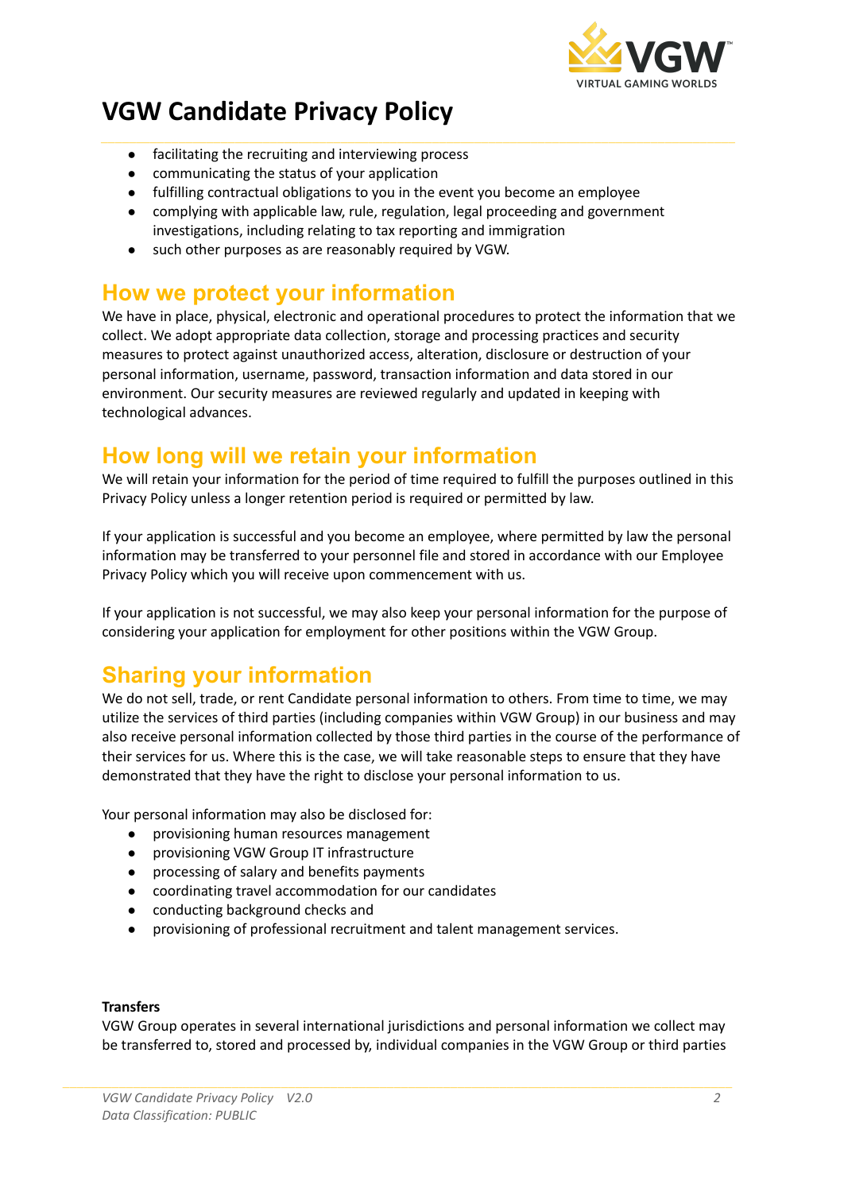- facilitating the recruiting and interviewing process
- communicating the status of your application
- fulfilling contractual obligations to you in the event you become an employee
- complying with applicable law, rule, regulation, legal proceeding and government investigations, including relating to tax reporting and immigration
- such other purposes as are reasonably required by VGW.

## How we protect your information

We have in place, physical, electronic and operational procedures to protect the information that we collect. We adopt appropriate data collection, storage and processing practices and security measures to protect against unauthorized access, alteration, disclosure or destruction of your personal information, username, password, transaction information and data stored in our environment. Our security measures are reviewed regularly and updated in keeping with technological advances.

## How long will we retain your information

We will retain your information for the period of time required to fulfill the purposes outlined in this Privacy Policy unless a longer retention period is required or permitted by law.

If your application is successful and you become an employee, where permitted by law the personal information may be transferred to your personnel file and stored in accordance with our Employee Privacy Policy which you will receive upon commencement with us.

If your application is not successful, we may also keep your personal information for the purpose of considering your application for employment for other positions within the VGW Group.

## Sharing your information

We do not sell, trade, or rent Candidate personal information to others. From time to time, we may utilize the services of third parties (including companies within VGW Group) in our business and may also receive personal information collected by those third parties in the course of the performance of their services for us. Where this is the case, we will take reasonable steps to ensure that they have demonstrated that they have the right to disclose your personal information to us.

Your personal information may also be disclosed for:

- provisioning human resources management
- provisioning VGW Group IT infrastructure
- processing of salary and benefits payments
- coordinating travel accommodation for our candidates
- conducting background checks and
- provisioning of professional recruitment and talent management services.

**Transfers**

VGW Group operates in several international jurisdictions and personal information we collect may be transferred to, stored and processed by, individual companies in the VGW Group or third parties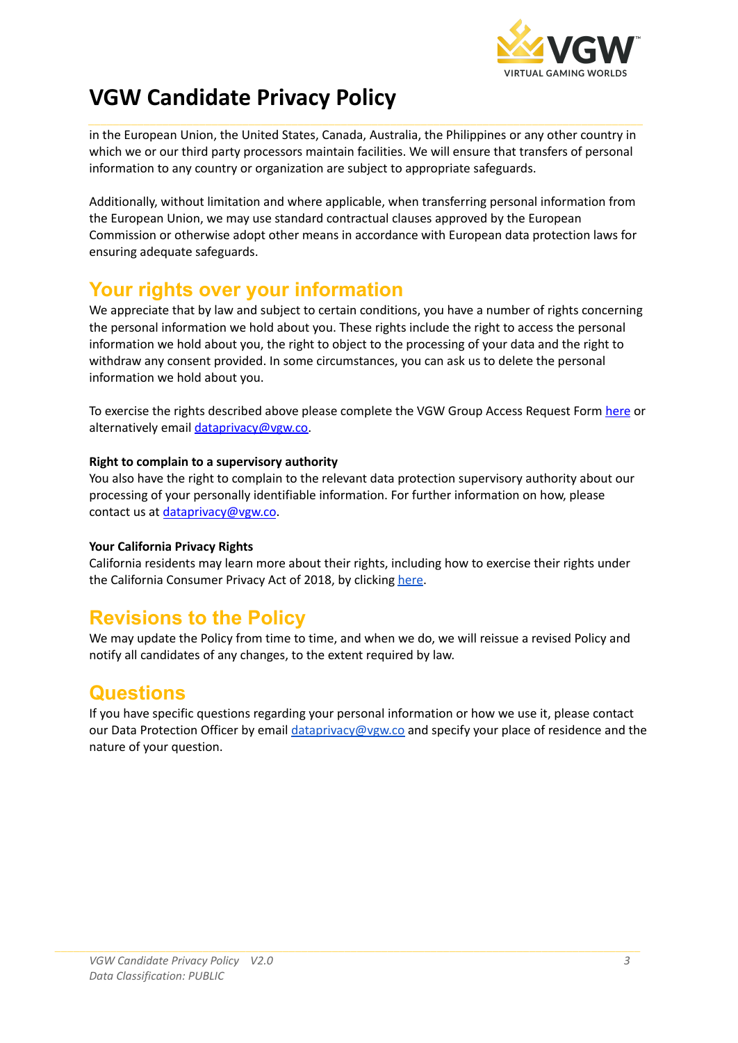in the European Union, the United States, Canada, Australia, the Philippines or any other country in which we or our third party processors maintain facilities. We will ensure that transfers of personal information to any country or organization are subject to appropriate safeguards.

Additionally, without limitation and where applicable, when transferring personal information from the European Union, we may use standard contractual clauses approved by the European Commission or otherwise adopt other means in accordance with European data protection laws for ensuring adequate safeguards.

## Your rights over your information

We appreciate that by law and subject to certain conditions, you have a number of rights concerning the personal information we hold about you. These rights include the right to access the personal information we hold about you, the right to object to the processing of your data and the right to withdraw any consent provided. In some circumstances, you can ask us to delete the personal information we hold about you.

To exercise the rights described above please complete the VGW Group Access Request Form here or alternatively email dataprivacy@vgw.co.

**Right to complain to a supervisory authority**

You also have the right to complain to the relevant data protection supervisory authority about our processing of your personally identifiable information. For further information on how, please contact us at dataprivacy@vgw.co.

**Your California Privacy Rights**

California residents may learn more about their rights, including how to exercise their rights under the California Consumer Privacy Act of 2018, by clicking here.

## Revisions to the Policy

We may update the Policy from time to time, and when we do, we will reissue a revised Policy and notify all candidates of any changes, to the extent required by law.

## Questions

If you have specific questions regarding your personal information or how we use it, please contact our Data Protection Officer by email dataprivacy@vgw.co and specify your place of residence and the nature of your question.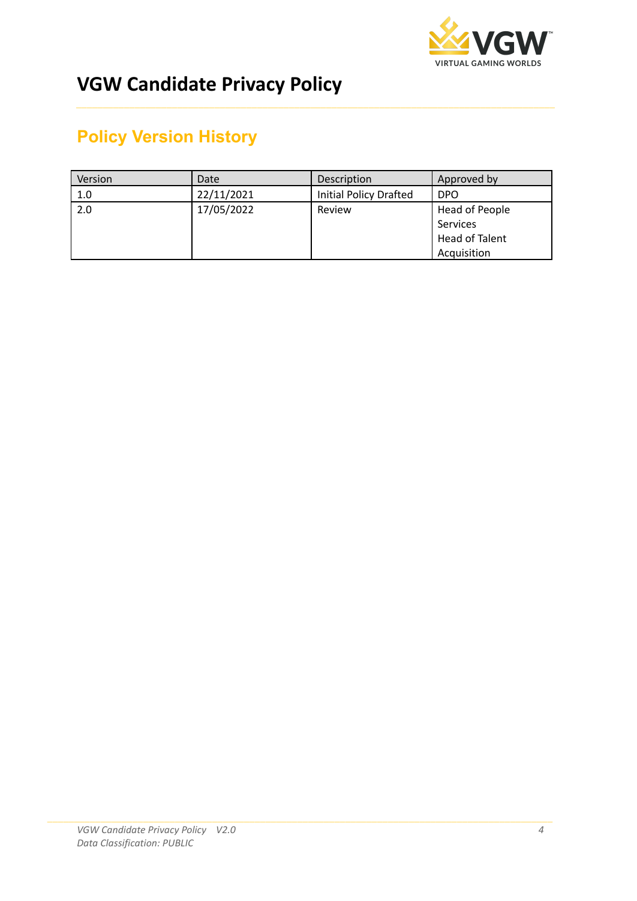# VGW Candidate Privacy Policy

## Policy Version History

| Version | Date | Description | Approved by |
|---|---|---|---|
| 1.0 | 22/11/2021 | Initial Policy Drafted | DPO |
| 2.0 | 17/05/2022 | Review | Head of People Services<br>Head of Talent Acquisition |